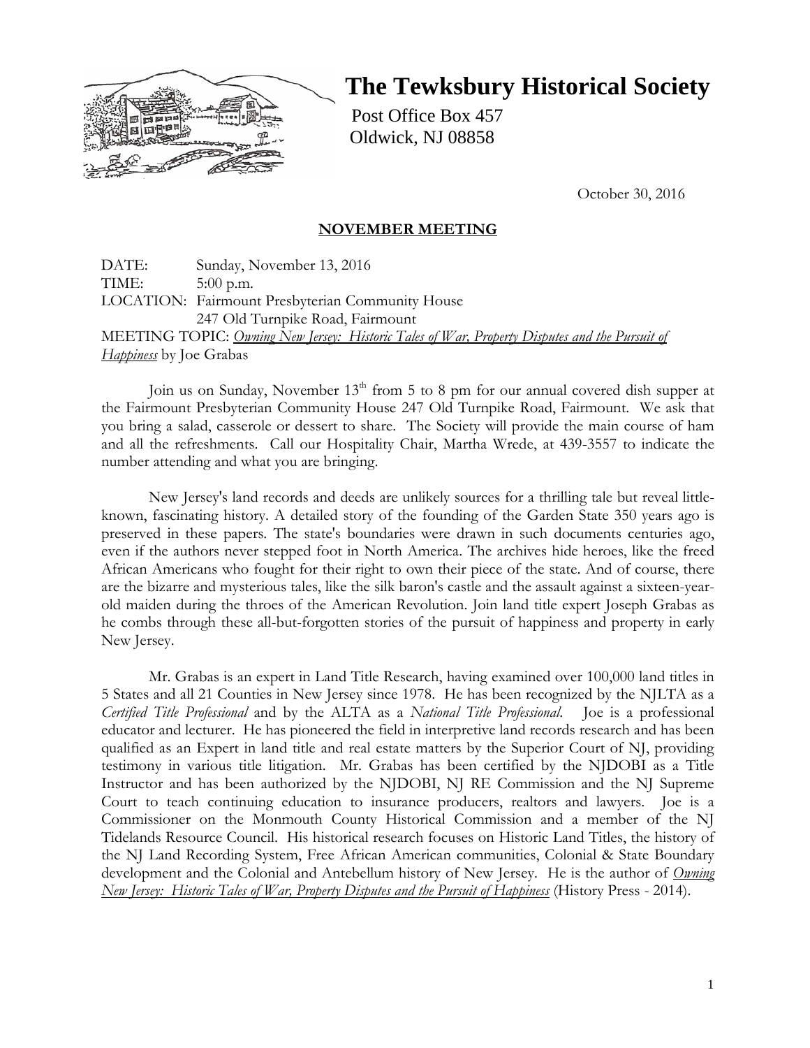# The Tewksbury Historical Society

Post Office Box 457
Oldwick, NJ 08858

October 30, 2016

## NOVEMBER MEETING

DATE: Sunday, November 13, 2016
TIME: 5:00 p.m.
LOCATION: Fairmount Presbyterian Community House
247 Old Turnpike Road, Fairmount
MEETING TOPIC: *Owning New Jersey: Historic Tales of War, Property Disputes and the Pursuit of Happiness* by Joe Grabas

Join us on Sunday, November 13th from 5 to 8 pm for our annual covered dish supper at the Fairmount Presbyterian Community House 247 Old Turnpike Road, Fairmount. We ask that you bring a salad, casserole or dessert to share. The Society will provide the main course of ham and all the refreshments. Call our Hospitality Chair, Martha Wrede, at 439-3557 to indicate the number attending and what you are bringing.

New Jersey's land records and deeds are unlikely sources for a thrilling tale but reveal little-known, fascinating history. A detailed story of the founding of the Garden State 350 years ago is preserved in these papers. The state's boundaries were drawn in such documents centuries ago, even if the authors never stepped foot in North America. The archives hide heroes, like the freed African Americans who fought for their right to own their piece of the state. And of course, there are the bizarre and mysterious tales, like the silk baron's castle and the assault against a sixteen-year-old maiden during the throes of the American Revolution. Join land title expert Joseph Grabas as he combs through these all-but-forgotten stories of the pursuit of happiness and property in early New Jersey.

Mr. Grabas is an expert in Land Title Research, having examined over 100,000 land titles in 5 States and all 21 Counties in New Jersey since 1978. He has been recognized by the NJLTA as a *Certified Title Professional* and by the ALTA as a *National Title Professional*. Joe is a professional educator and lecturer. He has pioneered the field in interpretive land records research and has been qualified as an Expert in land title and real estate matters by the Superior Court of NJ, providing testimony in various title litigation. Mr. Grabas has been certified by the NJDOBI as a Title Instructor and has been authorized by the NJDOBI, NJ RE Commission and the NJ Supreme Court to teach continuing education to insurance producers, realtors and lawyers. Joe is a Commissioner on the Monmouth County Historical Commission and a member of the NJ Tidelands Resource Council. His historical research focuses on Historic Land Titles, the history of the NJ Land Recording System, Free African American communities, Colonial & State Boundary development and the Colonial and Antebellum history of New Jersey. He is the author of *Owning New Jersey: Historic Tales of War, Property Disputes and the Pursuit of Happiness* (History Press - 2014).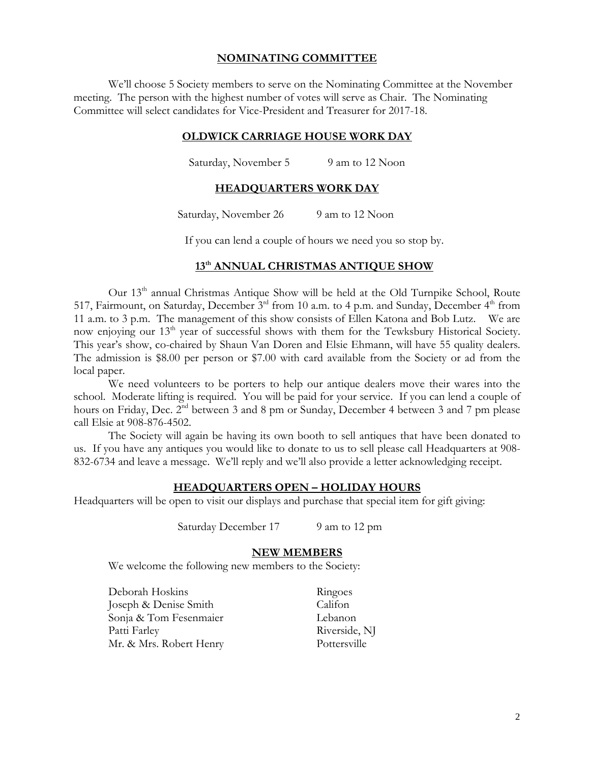## NOMINATING COMMITTEE

We'll choose 5 Society members to serve on the Nominating Committee at the November meeting. The person with the highest number of votes will serve as Chair. The Nominating Committee will select candidates for Vice-President and Treasurer for 2017-18.

## OLDWICK CARRIAGE HOUSE WORK DAY

Saturday, November 5 9 am to 12 Noon

## HEADQUARTERS WORK DAY

Saturday, November 26 9 am to 12 Noon

If you can lend a couple of hours we need you so stop by.

## 13th ANNUAL CHRISTMAS ANTIQUE SHOW

Our 13th annual Christmas Antique Show will be held at the Old Turnpike School, Route 517, Fairmount, on Saturday, December 3rd from 10 a.m. to 4 p.m. and Sunday, December 4th from 11 a.m. to 3 p.m. The management of this show consists of Ellen Katona and Bob Lutz. We are now enjoying our 13th year of successful shows with them for the Tewksbury Historical Society. This year's show, co-chaired by Shaun Van Doren and Elsie Ehmann, will have 55 quality dealers. The admission is $8.00 per person or $7.00 with card available from the Society or ad from the local paper.

We need volunteers to be porters to help our antique dealers move their wares into the school. Moderate lifting is required. You will be paid for your service. If you can lend a couple of hours on Friday, Dec. 2nd between 3 and 8 pm or Sunday, December 4 between 3 and 7 pm please call Elsie at 908-876-4502.

The Society will again be having its own booth to sell antiques that have been donated to us. If you have any antiques you would like to donate to us to sell please call Headquarters at 908-832-6734 and leave a message. We'll reply and we'll also provide a letter acknowledging receipt.

## HEADQUARTERS OPEN – HOLIDAY HOURS

Headquarters will be open to visit our displays and purchase that special item for gift giving:

Saturday December 17 9 am to 12 pm

## NEW MEMBERS

We welcome the following new members to the Society:

| | |
|---|---|
| Deborah Hoskins | Ringoes |
| Joseph & Denise Smith | Califon |
| Sonja & Tom Fesenmaier | Lebanon |
| Patti Farley | Riverside, NJ |
| Mr. & Mrs. Robert Henry | Pottersville |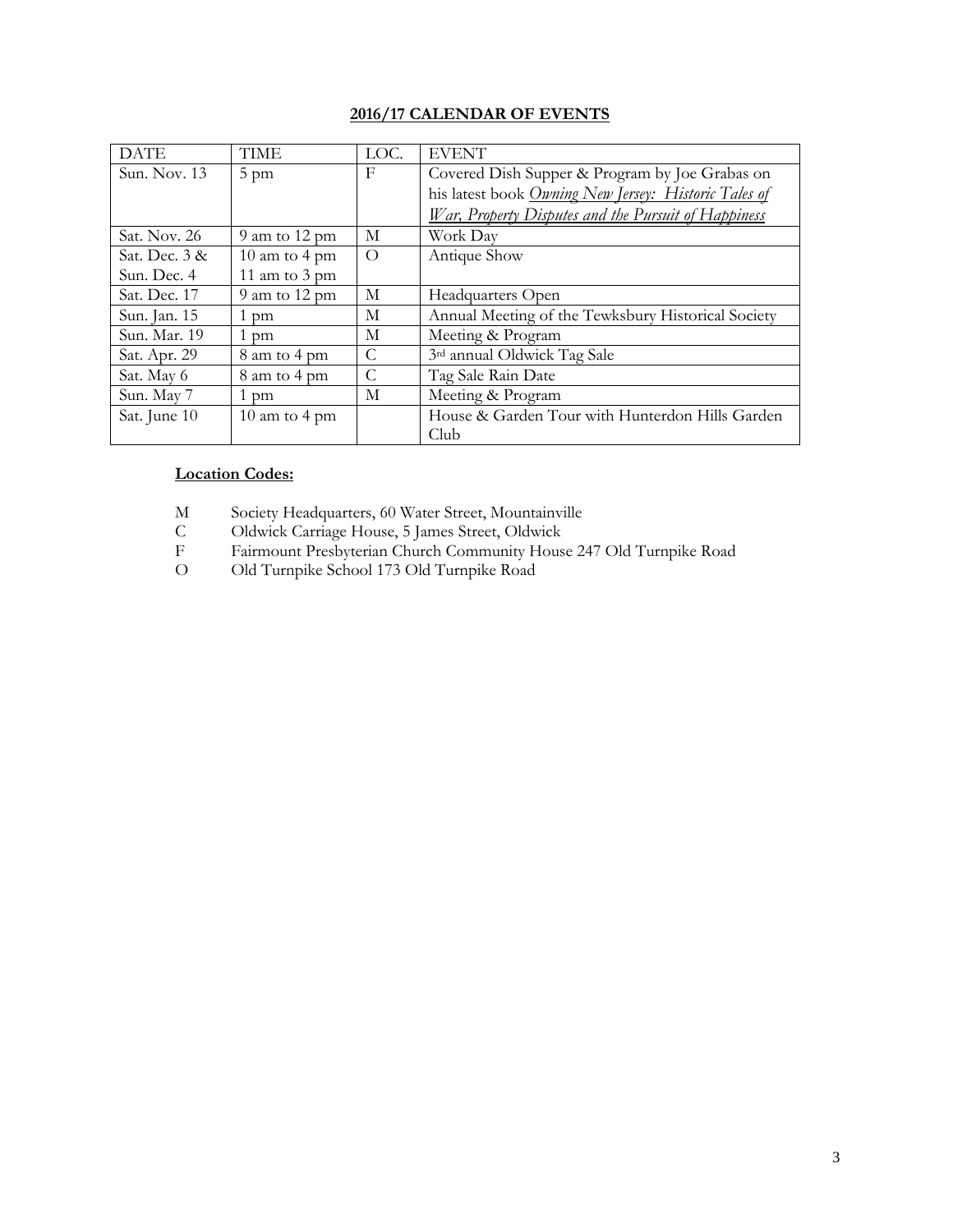# 2016/17 CALENDAR OF EVENTS

| DATE | TIME | LOC. | EVENT |
|---|---|---|---|
| Sun. Nov. 13 | 5 pm | F | Covered Dish Supper & Program by Joe Grabas on his latest book *Owning New Jersey: Historic Tales of War, Property Disputes and the Pursuit of Happiness* |
| Sat. Nov. 26 | 9 am to 12 pm | M | Work Day |
| Sat. Dec. 3 & Sun. Dec. 4 | 10 am to 4 pm 11 am to 3 pm | O | Antique Show |
| Sat. Dec. 17 | 9 am to 12 pm | M | Headquarters Open |
| Sun. Jan. 15 | 1 pm | M | Annual Meeting of the Tewksbury Historical Society |
| Sun. Mar. 19 | 1 pm | M | Meeting & Program |
| Sat. Apr. 29 | 8 am to 4 pm | C | 3rd annual Oldwick Tag Sale |
| Sat. May 6 | 8 am to 4 pm | C | Tag Sale Rain Date |
| Sun. May 7 | 1 pm | M | Meeting & Program |
| Sat. June 10 | 10 am to 4 pm | | House & Garden Tour with Hunterdon Hills Garden Club |

**Location Codes:**

M Society Headquarters, 60 Water Street, Mountainville
C Oldwick Carriage House, 5 James Street, Oldwick
F Fairmount Presbyterian Church Community House 247 Old Turnpike Road
O Old Turnpike School 173 Old Turnpike Road